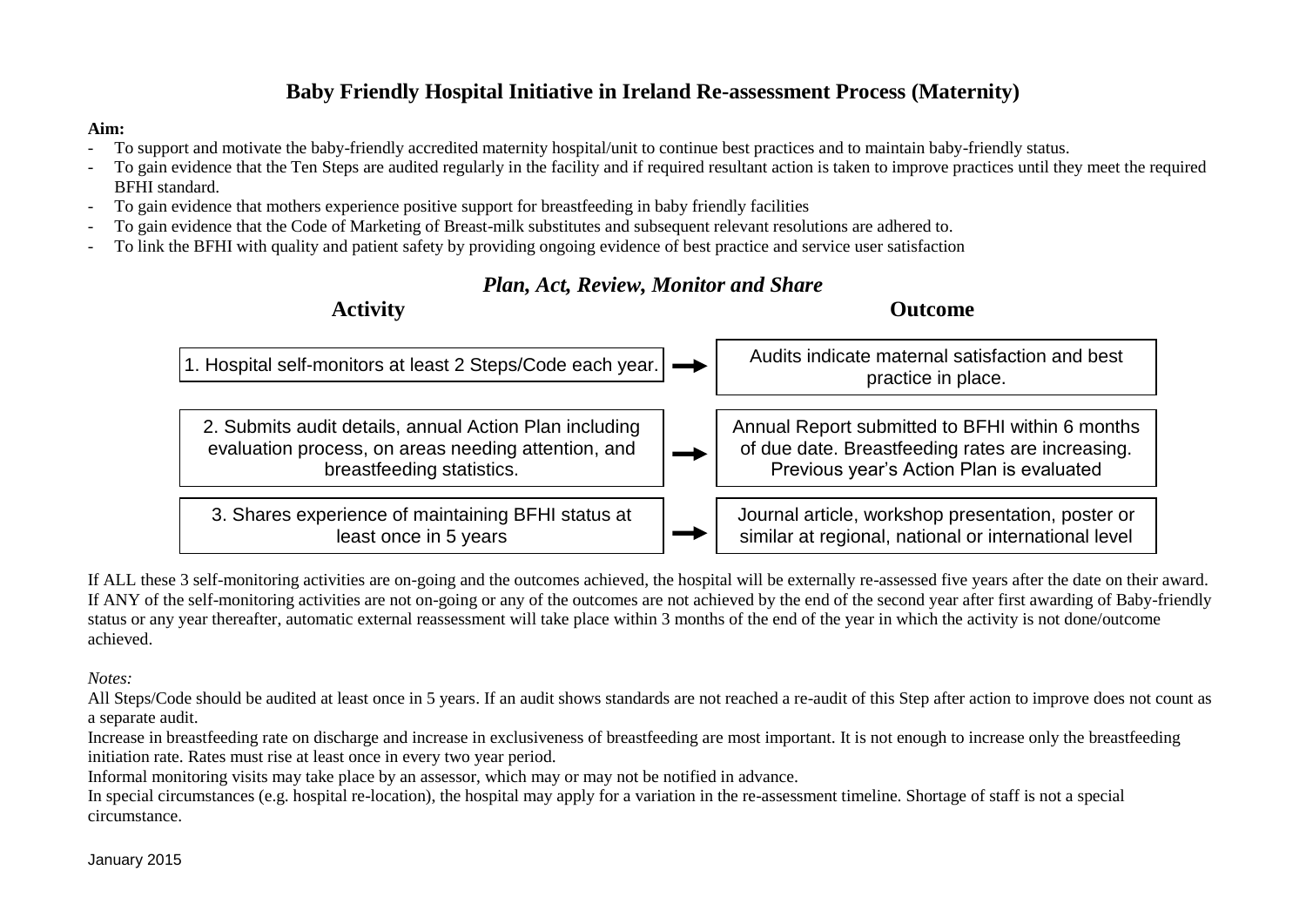# Baby Friendly Hospital Initiative in Ireland Re-assessment Process (Maternity)

**Aim:**

- To support and motivate the baby-friendly accredited maternity hospital/unit to continue best practices and to maintain baby-friendly status.
- To gain evidence that the Ten Steps are audited regularly in the facility and if required resultant action is taken to improve practices until they meet the required BFHI standard.
- To gain evidence that mothers experience positive support for breastfeeding in baby friendly facilities
- To gain evidence that the Code of Marketing of Breast-milk substitutes and subsequent relevant resolutions are adhered to.
- To link the BFHI with quality and patient safety by providing ongoing evidence of best practice and service user satisfaction

## *Plan, Act, Review, Monitor and Share*

| Activity | | Outcome |
| --- | --- | --- |
| 1. Hospital self-monitors at least 2 Steps/Code each year. | → | Audits indicate maternal satisfaction and best practice in place. |
| 2. Submits audit details, annual Action Plan including evaluation process, on areas needing attention, and breastfeeding statistics. | → | Annual Report submitted to BFHI within 6 months of due date. Breastfeeding rates are increasing. Previous year's Action Plan is evaluated |
| 3. Shares experience of maintaining BFHI status at least once in 5 years | → | Journal article, workshop presentation, poster or similar at regional, national or international level |

If ALL these 3 self-monitoring activities are on-going and the outcomes achieved, the hospital will be externally re-assessed five years after the date on their award. If ANY of the self-monitoring activities are not on-going or any of the outcomes are not achieved by the end of the second year after first awarding of Baby-friendly status or any year thereafter, automatic external reassessment will take place within 3 months of the end of the year in which the activity is not done/outcome achieved.

*Notes:*

All Steps/Code should be audited at least once in 5 years. If an audit shows standards are not reached a re-audit of this Step after action to improve does not count as a separate audit.

Increase in breastfeeding rate on discharge and increase in exclusiveness of breastfeeding are most important. It is not enough to increase only the breastfeeding initiation rate. Rates must rise at least once in every two year period.

Informal monitoring visits may take place by an assessor, which may or may not be notified in advance.

In special circumstances (e.g. hospital re-location), the hospital may apply for a variation in the re-assessment timeline. Shortage of staff is not a special circumstance.

January 2015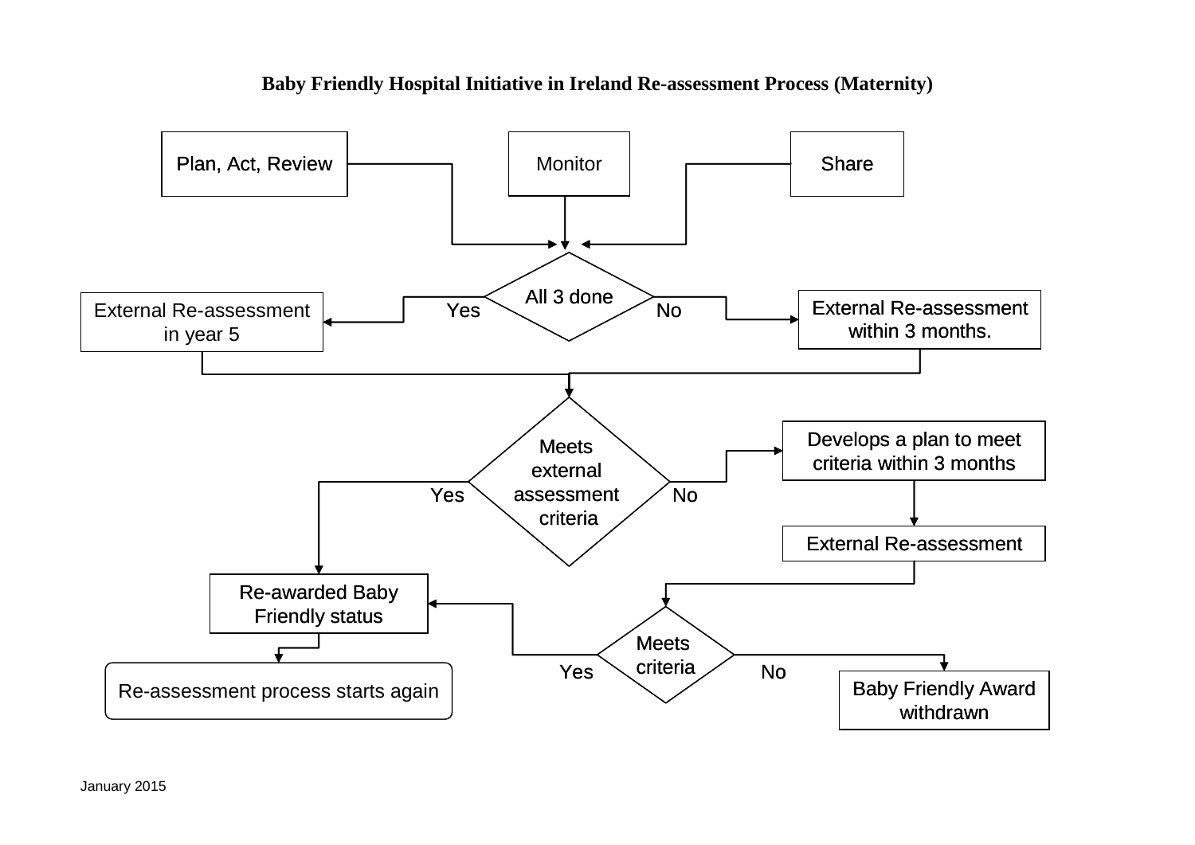**Baby Friendly Hospital Initiative in Ireland Re-assessment Process (Maternity)**

Plan, Act, Review

Monitor

Share

All 3 done

Yes

No

External Re-assessment in year 5

External Re-assessment within 3 months.

Meets external assessment criteria

Yes

No

Develops a plan to meet criteria within 3 months

External Re-assessment

Re-awarded Baby Friendly status

Meets criteria

Yes

No

Re-assessment process starts again

Baby Friendly Award withdrawn

January 2015